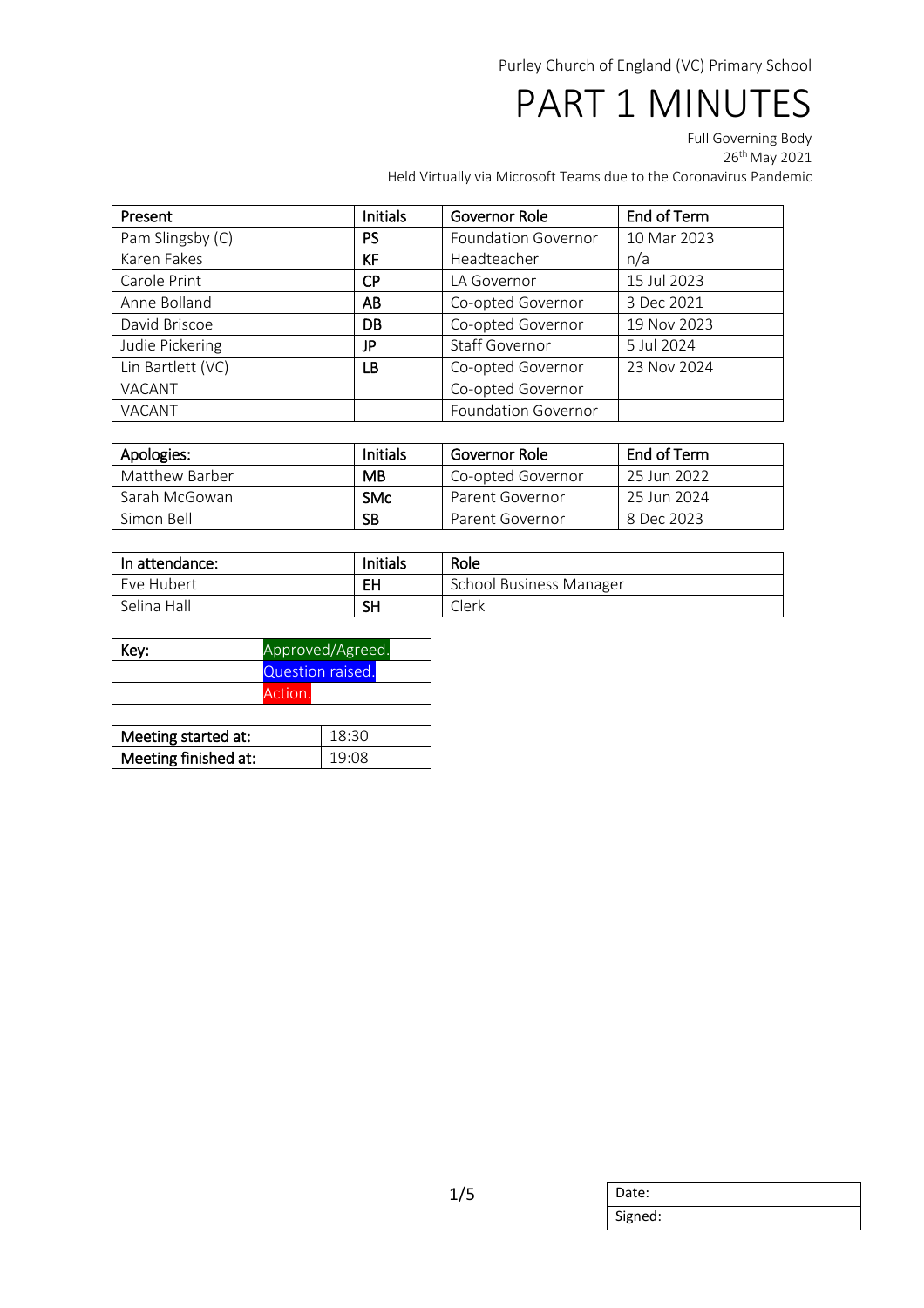Purley Church of England (VC) Primary School

# PART 1 MINUTES

Full Governing Body
26th May 2021
Held Virtually via Microsoft Teams due to the Coronavirus Pandemic

| Present | Initials | Governor Role | End of Term |
|---|---|---|---|
| Pam Slingsby (C) | **PS** | Foundation Governor | 10 Mar 2023 |
| Karen Fakes | **KF** | Headteacher | n/a |
| Carole Print | **CP** | LA Governor | 15 Jul 2023 |
| Anne Bolland | **AB** | Co-opted Governor | 3 Dec 2021 |
| David Briscoe | **DB** | Co-opted Governor | 19 Nov 2023 |
| Judie Pickering | **JP** | Staff Governor | 5 Jul 2024 |
| Lin Bartlett (VC) | **LB** | Co-opted Governor | 23 Nov 2024 |
| VACANT | | Co-opted Governor | |
| VACANT | | Foundation Governor | |

| Apologies: | Initials | Governor Role | End of Term |
|---|---|---|---|
| Matthew Barber | **MB** | Co-opted Governor | 25 Jun 2022 |
| Sarah McGowan | **SMc** | Parent Governor | 25 Jun 2024 |
| Simon Bell | **SB** | Parent Governor | 8 Dec 2023 |

| In attendance: | Initials | Role |
|---|---|---|
| Eve Hubert | **EH** | School Business Manager |
| Selina Hall | **SH** | Clerk |

| Key: | Approved/Agreed. |
|---|---|
| | Question raised. |
| | Action. |

| Meeting started at: | 18:30 |
|---|---|
| **Meeting finished at:** | 19:08 |

| Date: | |
|---|---|
| Signed: | |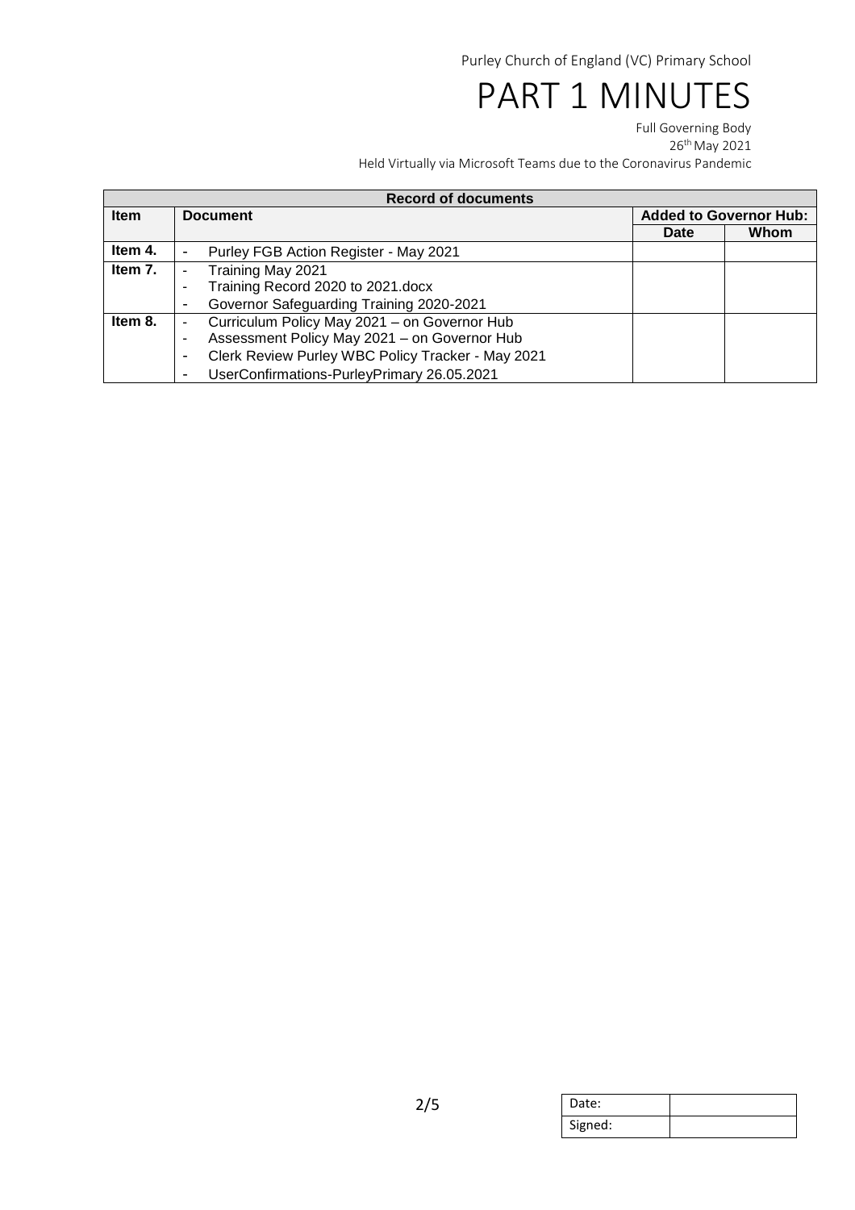| Record of documents | | | |
|---|---|---|---|
| **Item** | **Document** | **Added to Governor Hub:** | |
| | | **Date** | **Whom** |
| **Item 4.** | - Purley FGB Action Register - May 2021 | | |
| **Item 7.** | - Training May 2021<br>- Training Record 2020 to 2021.docx<br>- Governor Safeguarding Training 2020-2021 | | |
| **Item 8.** | - Curriculum Policy May 2021 – on Governor Hub<br>- Assessment Policy May 2021 – on Governor Hub<br>- Clerk Review Purley WBC Policy Tracker - May 2021<br>- UserConfirmations-PurleyPrimary 26.05.2021 | | |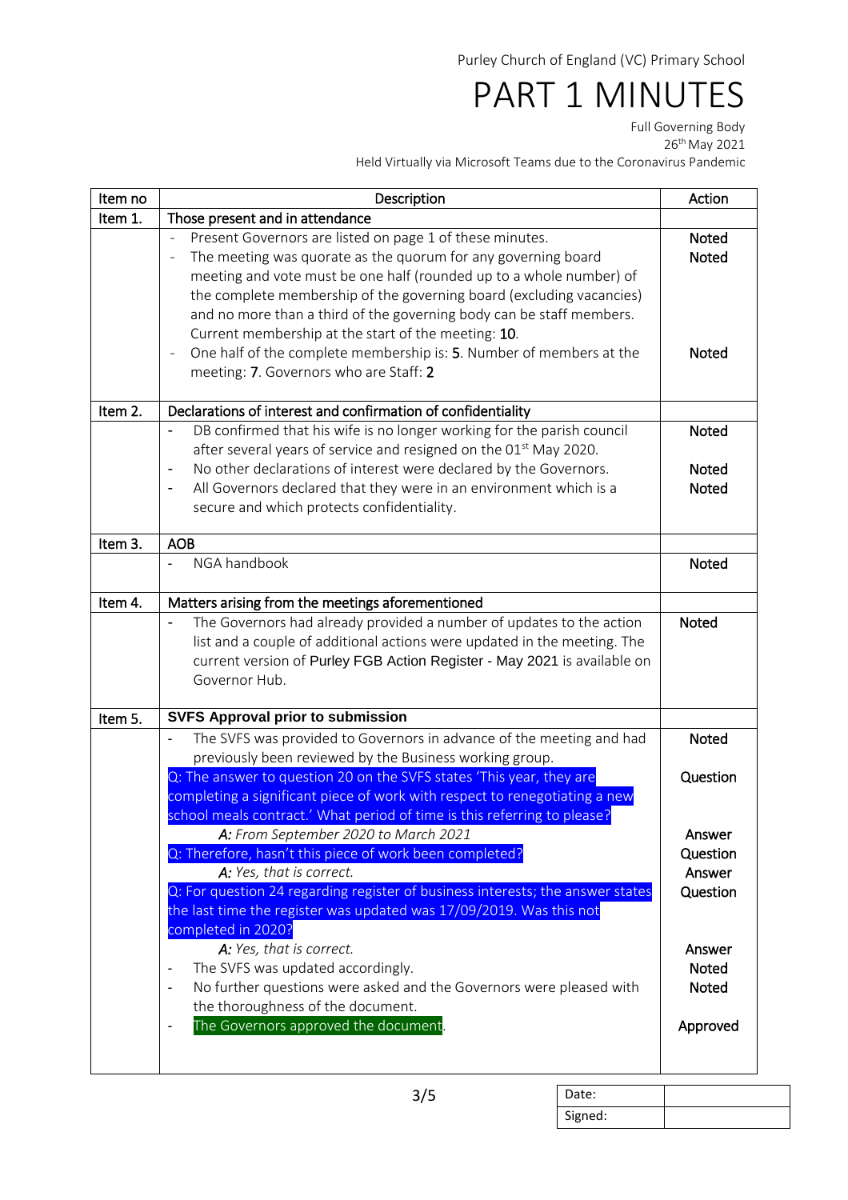Purley Church of England (VC) Primary School

# PART 1 MINUTES

Full Governing Body
26th May 2021
Held Virtually via Microsoft Teams due to the Coronavirus Pandemic

| Item no | Description | Action |
|---|---|---|
| Item 1. | Those present and in attendance | |
| | - Present Governors are listed on page 1 of these minutes. | Noted |
| | - The meeting was quorate as the quorum for any governing board meeting and vote must be one half (rounded up to a whole number) of the complete membership of the governing board (excluding vacancies) and no more than a third of the governing body can be staff members. Current membership at the start of the meeting: **10**. | Noted |
| | - One half of the complete membership is: **5**. Number of members at the meeting: **7**. Governors who are Staff: **2** | Noted |
| Item 2. | Declarations of interest and confirmation of confidentiality | |
| | - DB confirmed that his wife is no longer working for the parish council after several years of service and resigned on the 01st May 2020. | Noted |
| | - No other declarations of interest were declared by the Governors. | Noted |
| | - All Governors declared that they were in an environment which is a secure and which protects confidentiality. | Noted |
| Item 3. | AOB | |
| | - NGA handbook | Noted |
| Item 4. | Matters arising from the meetings aforementioned | |
| | - The Governors had already provided a number of updates to the action list and a couple of additional actions were updated in the meeting. The current version of Purley FGB Action Register - May 2021 is available on Governor Hub. | Noted |
| Item 5. | **SVFS Approval prior to submission** | |
| | - The SVFS was provided to Governors in advance of the meeting and had previously been reviewed by the Business working group. | Noted |
| | Q: The answer to question 20 on the SVFS states 'This year, they are completing a significant piece of work with respect to renegotiating a new school meals contract.' What period of time is this referring to please? | Question |
| | *A: From September 2020 to March 2021* | Answer |
| | Q: Therefore, hasn't this piece of work been completed? | Question |
| | *A: Yes, that is correct.* | Answer |
| | Q: For question 24 regarding register of business interests; the answer states the last time the register was updated was 17/09/2019. Was this not completed in 2020? | Question |
| | *A: Yes, that is correct.* | Answer |
| | - The SVFS was updated accordingly. | Noted |
| | - No further questions were asked and the Governors were pleased with the thoroughness of the document. | Noted |
| | - The Governors approved the document. | Approved |

| Date: | |
|---|---|
| Signed: | |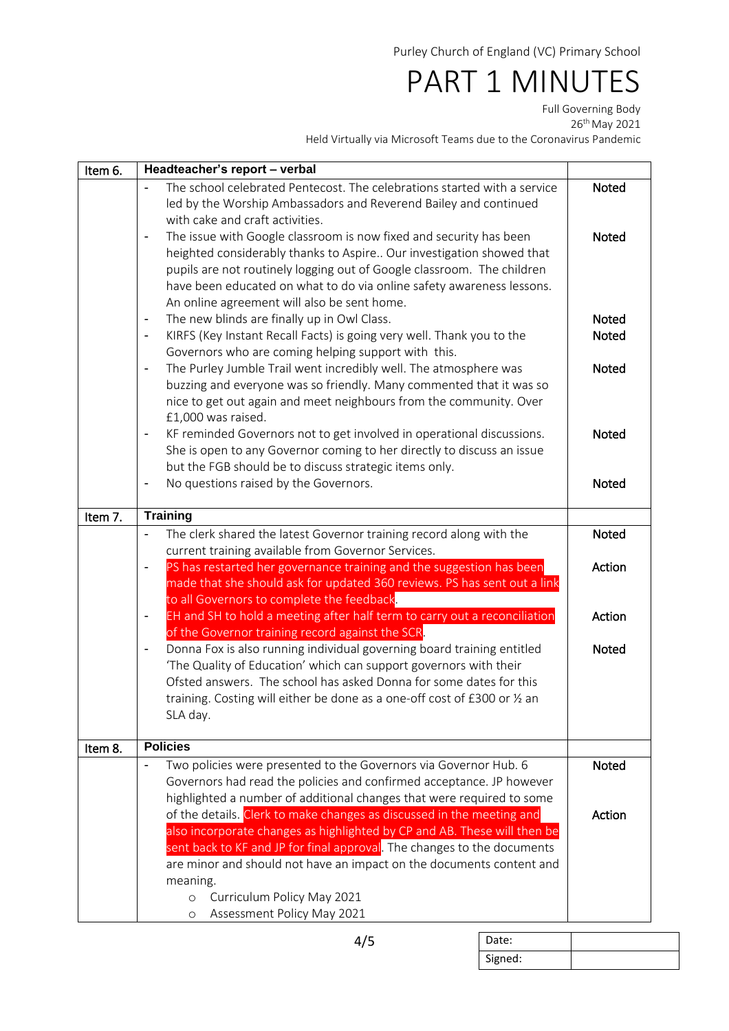Purley Church of England (VC) Primary School

# PART 1 MINUTES

Full Governing Body
26th May 2021
Held Virtually via Microsoft Teams due to the Coronavirus Pandemic

| Item 6. | **Headteacher's report – verbal** | |
|---|---|---|
| | - The school celebrated Pentecost. The celebrations started with a service led by the Worship Ambassadors and Reverend Bailey and continued with cake and craft activities. | Noted |
| | - The issue with Google classroom is now fixed and security has been heighted considerably thanks to Aspire.. Our investigation showed that pupils are not routinely logging out of Google classroom. The children have been educated on what to do via online safety awareness lessons. An online agreement will also be sent home. | Noted |
| | - The new blinds are finally up in Owl Class. | Noted |
| | - KIRFS (Key Instant Recall Facts) is going very well. Thank you to the Governors who are coming helping support with this. | Noted |
| | - The Purley Jumble Trail went incredibly well. The atmosphere was buzzing and everyone was so friendly. Many commented that it was so nice to get out again and meet neighbours from the community. Over £1,000 was raised. | Noted |
| | - KF reminded Governors not to get involved in operational discussions. She is open to any Governor coming to her directly to discuss an issue but the FGB should be to discuss strategic items only. | Noted |
| | - No questions raised by the Governors. | Noted |
| **Item 7.** | **Training** | |
| | - The clerk shared the latest Governor training record along with the current training available from Governor Services. | Noted |
| | - PS has restarted her governance training and the suggestion has been made that she should ask for updated 360 reviews. PS has sent out a link to all Governors to complete the feedback. | Action |
| | - EH and SH to hold a meeting after half term to carry out a reconciliation of the Governor training record against the SCR. | Action |
| | - Donna Fox is also running individual governing board training entitled 'The Quality of Education' which can support governors with their Ofsted answers. The school has asked Donna for some dates for this training. Costing will either be done as a one-off cost of £300 or ½ an SLA day. | Noted |
| **Item 8.** | **Policies** | |
| | - Two policies were presented to the Governors via Governor Hub. 6 Governors had read the policies and confirmed acceptance. JP however highlighted a number of additional changes that were required to some of the details. | Noted |
| | Clerk to make changes as discussed in the meeting and also incorporate changes as highlighted by CP and AB. These will then be sent back to KF and JP for final approval. The changes to the documents are minor and should not have an impact on the documents content and meaning.<br>o Curriculum Policy May 2021<br>o Assessment Policy May 2021 | Action |

| Date: | |
|---|---|
| Signed: | |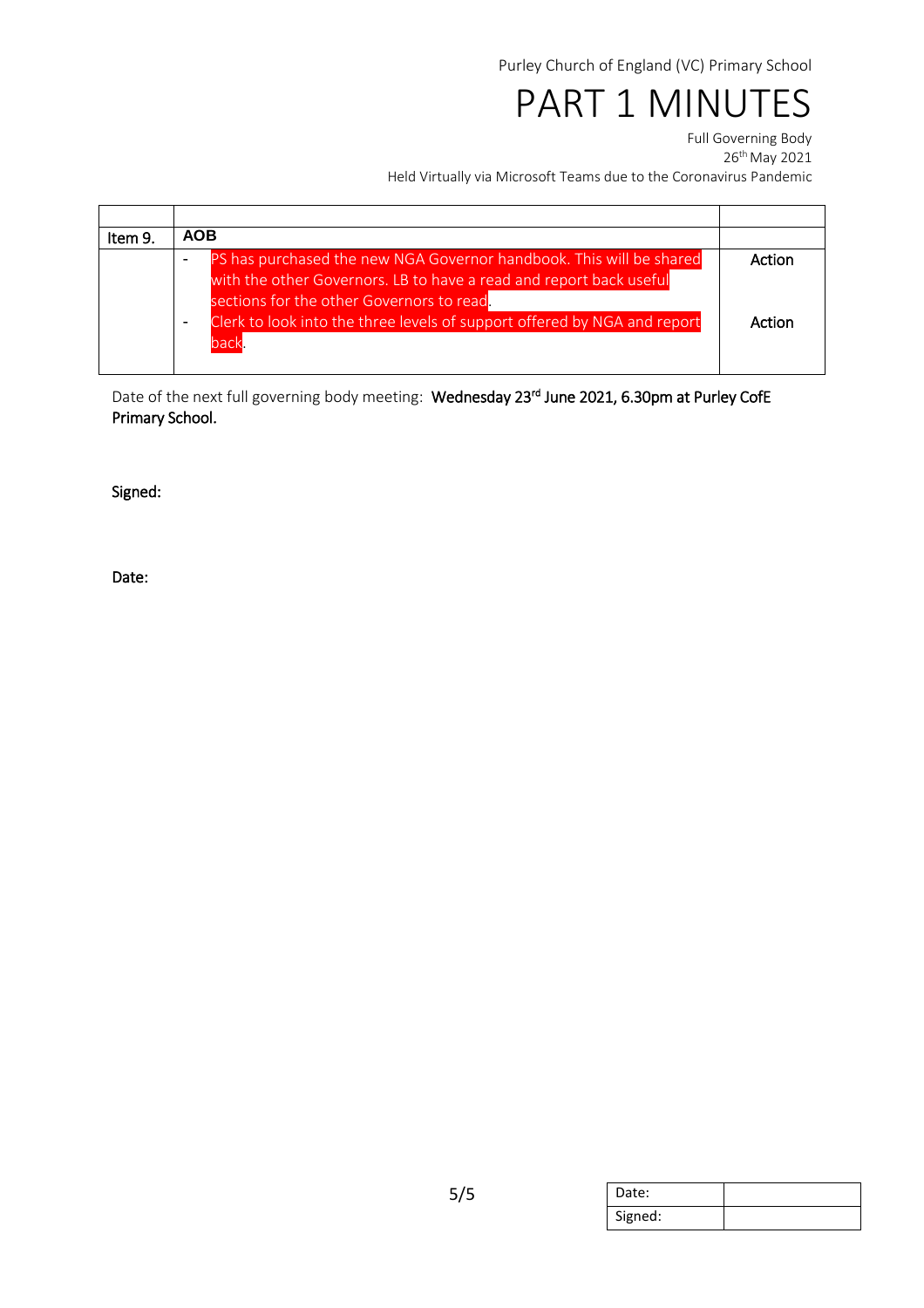Purley Church of England (VC) Primary School

# PART 1 MINUTES

Full Governing Body
26th May 2021
Held Virtually via Microsoft Teams due to the Coronavirus Pandemic

| | | |
|---|---|---|
| Item 9. | **AOB** | |
| | - PS has purchased the new NGA Governor handbook. This will be shared with the other Governors. LB to have a read and report back useful sections for the other Governors to read. | Action |
| | - Clerk to look into the three levels of support offered by NGA and report back. | Action |

Date of the next full governing body meeting: **Wednesday 23rd June 2021, 6.30pm at Purley CofE Primary School.**

**Signed:**

**Date:**

| | |
|---|---|
| Date: | |
| Signed: | |